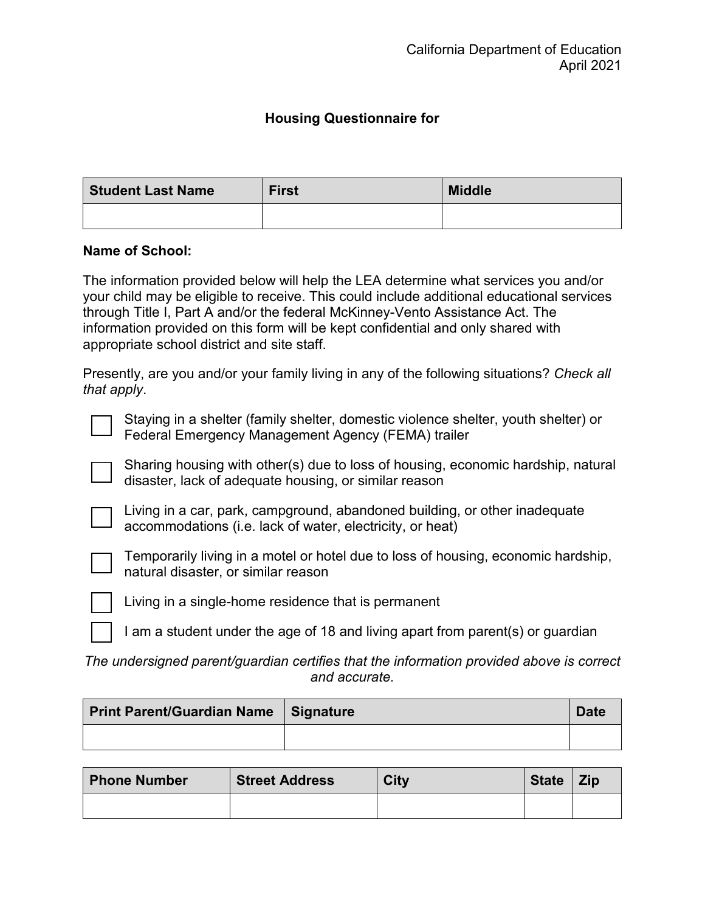California Department of Education
April 2021

## Housing Questionnaire for

| Student Last Name | First | Middle |
| --- | --- | --- |
| | | |

**Name of School:**

The information provided below will help the LEA determine what services you and/or your child may be eligible to receive. This could include additional educational services through Title I, Part A and/or the federal McKinney-Vento Assistance Act. The information provided on this form will be kept confidential and only shared with appropriate school district and site staff.

Presently, are you and/or your family living in any of the following situations? *Check all that apply*.

- ☐ Staying in a shelter (family shelter, domestic violence shelter, youth shelter) or Federal Emergency Management Agency (FEMA) trailer
- ☐ Sharing housing with other(s) due to loss of housing, economic hardship, natural disaster, lack of adequate housing, or similar reason
- ☐ Living in a car, park, campground, abandoned building, or other inadequate accommodations (i.e. lack of water, electricity, or heat)
- ☐ Temporarily living in a motel or hotel due to loss of housing, economic hardship, natural disaster, or similar reason
- ☐ Living in a single-home residence that is permanent
- ☐ I am a student under the age of 18 and living apart from parent(s) or guardian

*The undersigned parent/guardian certifies that the information provided above is correct and accurate.*

| Print Parent/Guardian Name | Signature | Date |
| --- | --- | --- |
| | | |

| Phone Number | Street Address | City | State | Zip |
| --- | --- | --- | --- | --- |
| | | | | |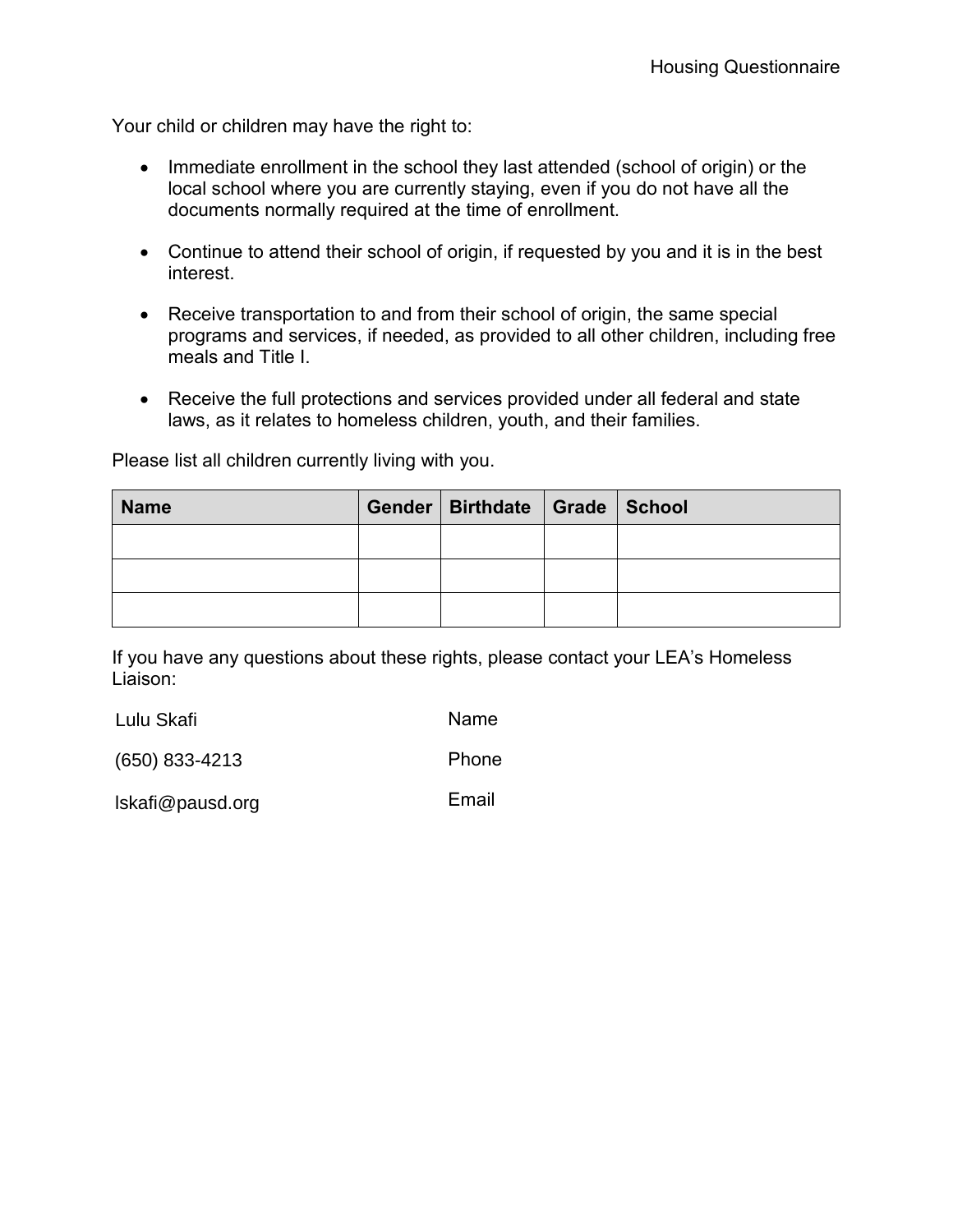Your child or children may have the right to:

- Immediate enrollment in the school they last attended (school of origin) or the local school where you are currently staying, even if you do not have all the documents normally required at the time of enrollment.
- Continue to attend their school of origin, if requested by you and it is in the best interest.
- Receive transportation to and from their school of origin, the same special programs and services, if needed, as provided to all other children, including free meals and Title I.
- Receive the full protections and services provided under all federal and state laws, as it relates to homeless children, youth, and their families.

Please list all children currently living with you.

| Name | Gender | Birthdate | Grade | School |
|---|---|---|---|---|
| | | | | |
| | | | | |
| | | | | |

If you have any questions about these rights, please contact your LEA's Homeless Liaison:

| | |
|---|---|
| Lulu Skafi | Name |
| (650) 833-4213 | Phone |
| lskafi@pausd.org | Email |